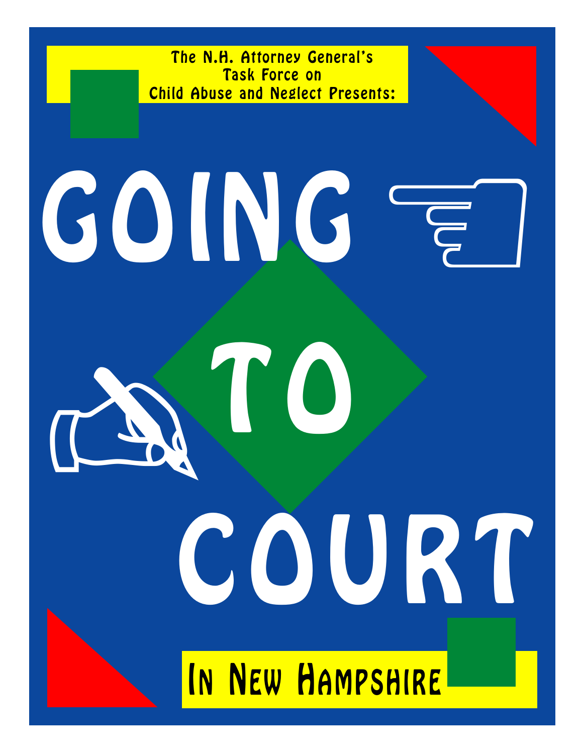The N.H. Attorney General's Task Force on Child Abuse and Neglect Presents:

# GOING TO COURT

## In New Hampshire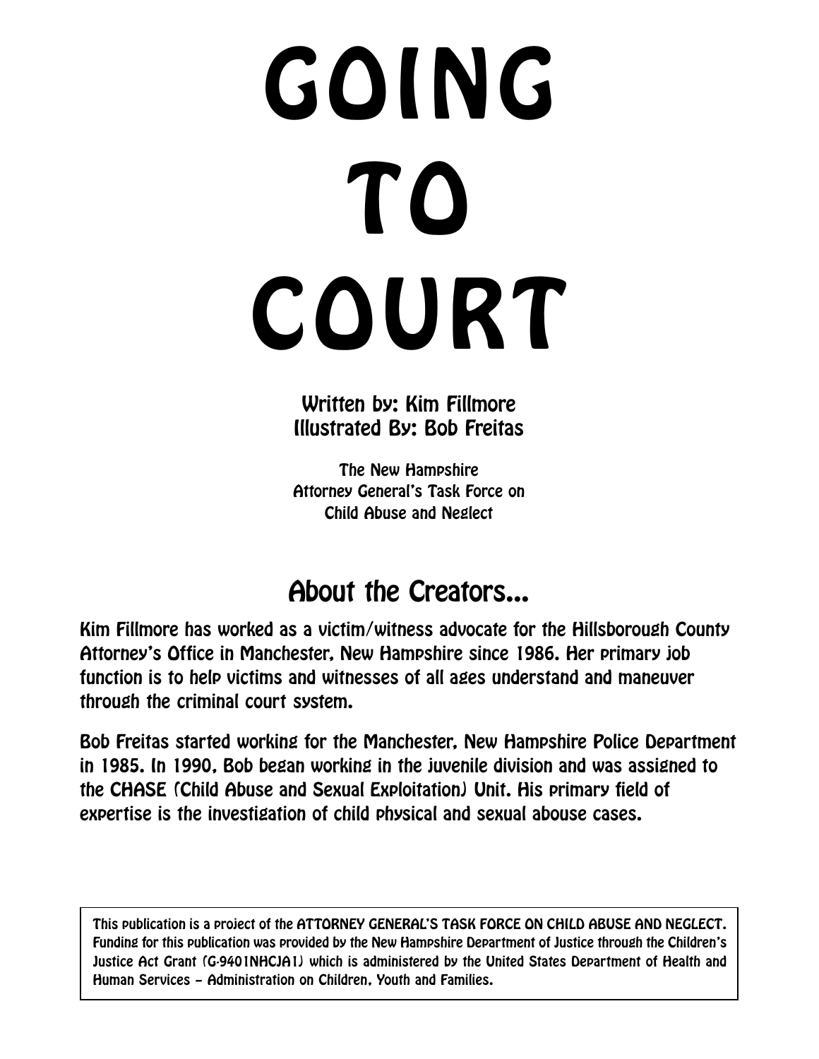# GOING TO COURT

Written by: Kim Fillmore
Illustrated By: Bob Freitas

The New Hampshire
Attorney General's Task Force on
Child Abuse and Neglect

## About the Creators...

Kim Fillmore has worked as a victim/witness advocate for the Hillsborough County Attorney's Office in Manchester, New Hampshire since 1986. Her primary job function is to help victims and witnesses of all ages understand and maneuver through the criminal court system.

Bob Freitas started working for the Manchester, New Hampshire Police Department in 1985. In 1990, Bob began working in the juvenile division and was assigned to the CHASE (Child Abuse and Sexual Exploitation) Unit. His primary field of expertise is the investigation of child physical and sexual abouse cases.

This publication is a project of the ATTORNEY GENERAL'S TASK FORCE ON CHILD ABUSE AND NEGLECT. Funding for this publication was provided by the New Hampshire Department of Justice through the Children's Justice Act Grant (G-9401NHCJA1) which is administered by the United States Department of Health and Human Services – Administration on Children, Youth and Families.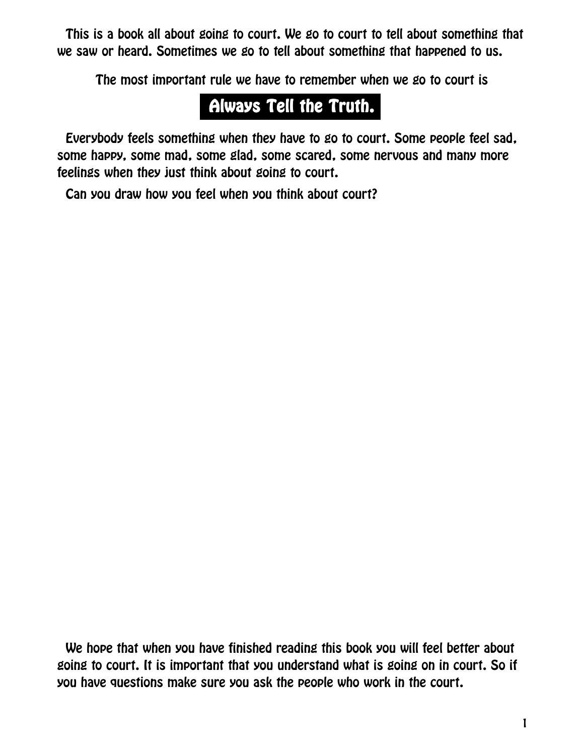This is a book all about going to court. We go to court to tell about something that we saw or heard. Sometimes we go to tell about something that happened to us.

The most important rule we have to remember when we go to court is

## Always Tell the Truth.

Everybody feels something when they have to go to court. Some people feel sad, some happy, some mad, some glad, some scared, some nervous and many more feelings when they just think about going to court.

Can you draw how you feel when you think about court?

We hope that when you have finished reading this book you will feel better about going to court. It is important that you understand what is going on in court. So if you have questions make sure you ask the people who work in the court.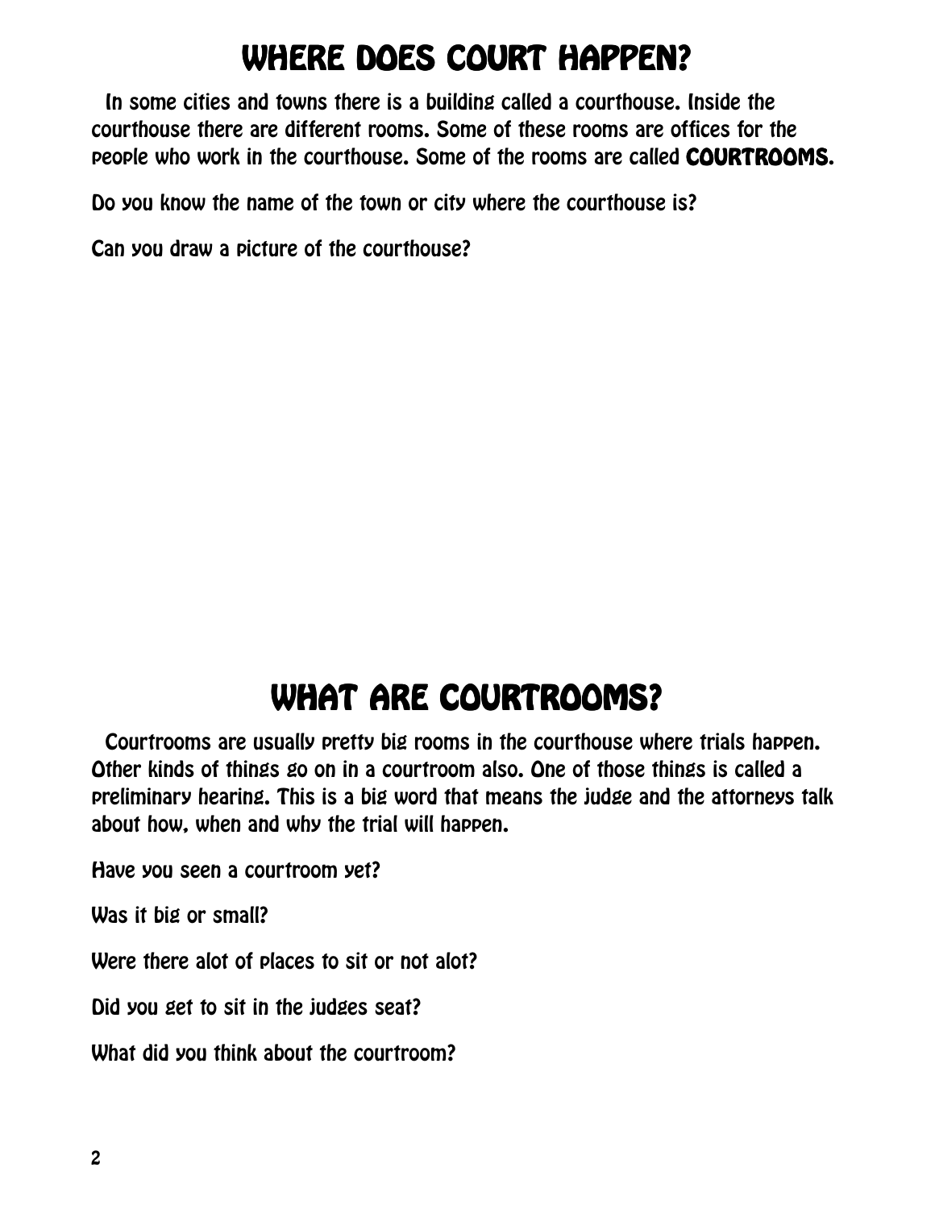# WHERE DOES COURT HAPPEN?

In some cities and towns there is a building called a courthouse. Inside the courthouse there are different rooms. Some of these rooms are offices for the people who work in the courthouse. Some of the rooms are called **COURTROOMS**.

Do you know the name of the town or city where the courthouse is?

Can you draw a picture of the courthouse?

# WHAT ARE COURTROOMS?

Courtrooms are usually pretty big rooms in the courthouse where trials happen. Other kinds of things go on in a courtroom also. One of those things is called a preliminary hearing. This is a big word that means the judge and the attorneys talk about how, when and why the trial will happen.

Have you seen a courtroom yet?

Was it big or small?

Were there alot of places to sit or not alot?

Did you get to sit in the judges seat?

What did you think about the courtroom?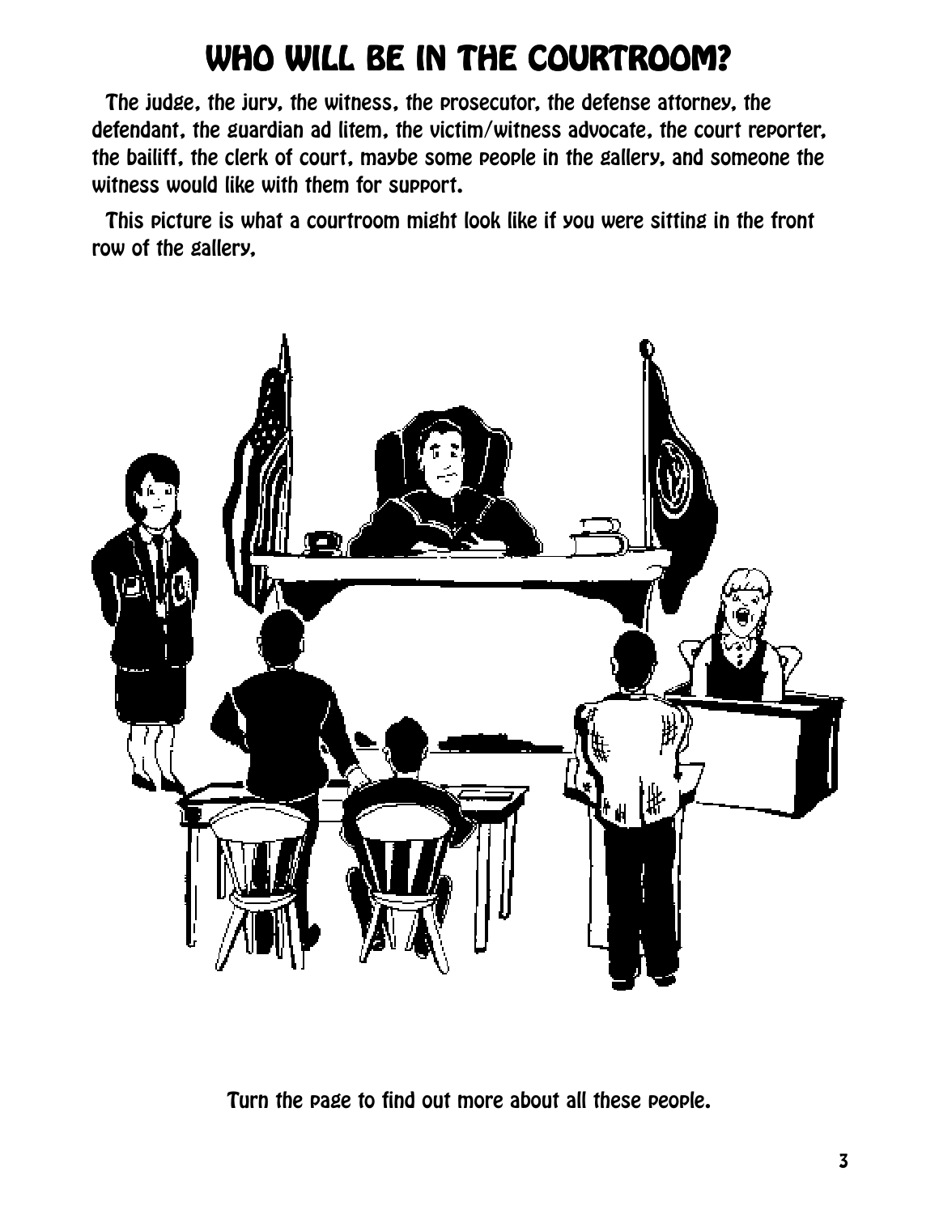# WHO WILL BE IN THE COURTROOM?

The judge, the jury, the witness, the prosecutor, the defense attorney, the defendant, the guardian ad litem, the victim/witness advocate, the court reporter, the bailiff, the clerk of court, maybe some people in the gallery, and someone the witness would like with them for support.

This picture is what a courtroom might look like if you were sitting in the front row of the gallery,

Turn the page to find out more about all these people.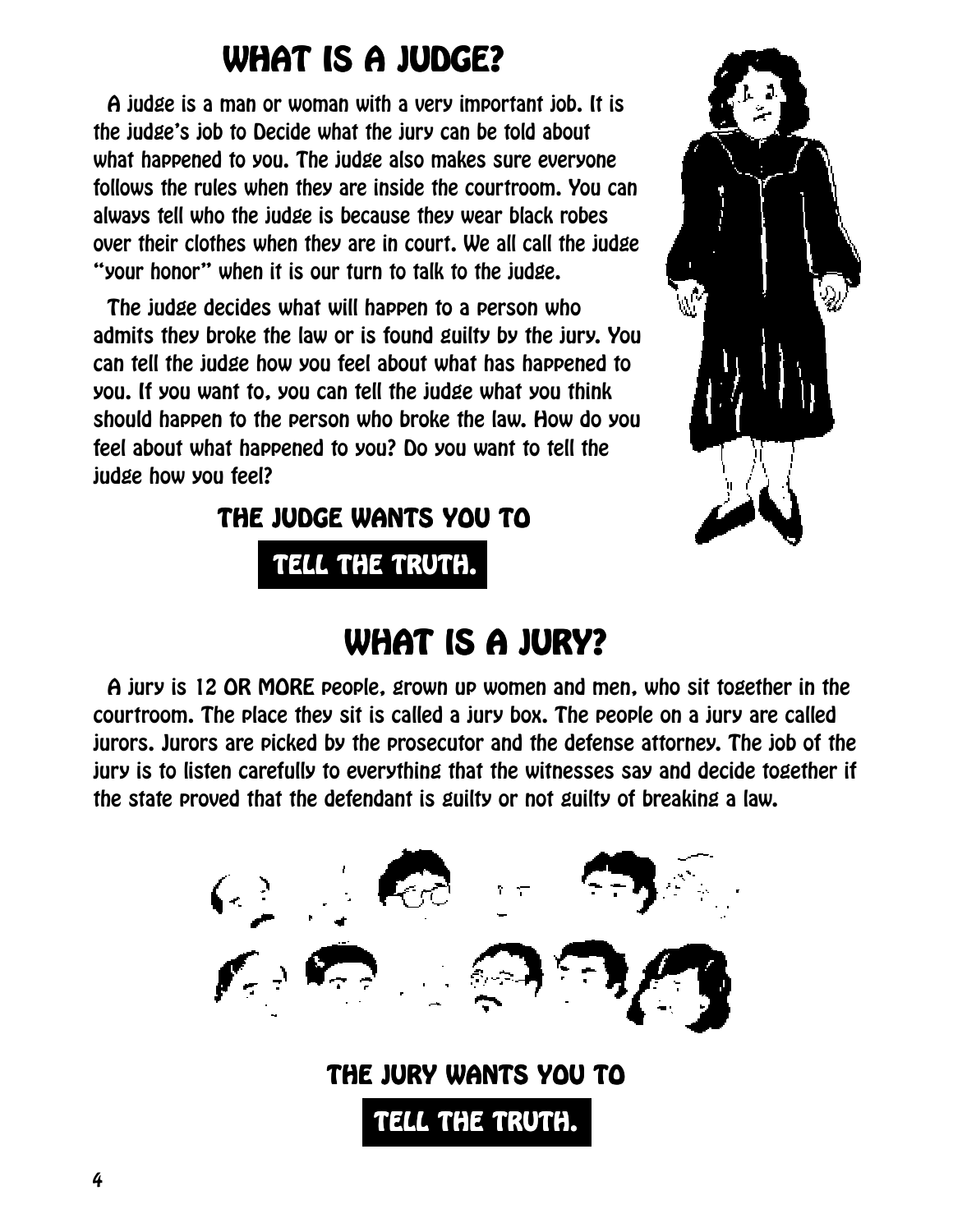# WHAT IS A JUDGE?

A judge is a man or woman with a very important job. It is the judge's job to Decide what the jury can be told about what happened to you. The judge also makes sure everyone follows the rules when they are inside the courtroom. You can always tell who the judge is because they wear black robes over their clothes when they are in court. We all call the judge "your honor" when it is our turn to talk to the judge.

The judge decides what will happen to a person who admits they broke the law or is found guilty by the jury. You can tell the judge how you feel about what has happened to you. If you want to, you can tell the judge what you think should happen to the person who broke the law. How do you feel about what happened to you? Do you want to tell the judge how you feel?

**THE JUDGE WANTS YOU TO**

**TELL THE TRUTH.**

# WHAT IS A JURY?

A jury is 12 OR MORE people, grown up women and men, who sit together in the courtroom. The place they sit is called a jury box. The people on a jury are called jurors. Jurors are picked by the prosecutor and the defense attorney. The job of the jury is to listen carefully to everything that the witnesses say and decide together if the state proved that the defendant is guilty or not guilty of breaking a law.

**THE JURY WANTS YOU TO**

**TELL THE TRUTH.**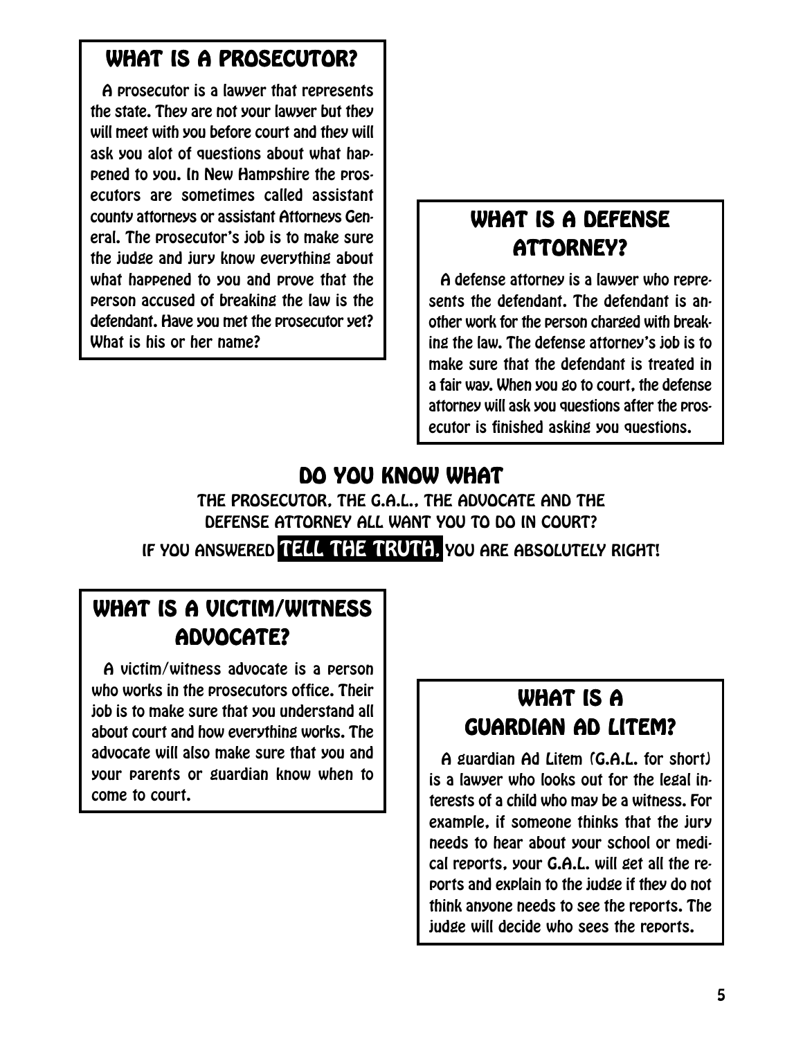## WHAT IS A PROSECUTOR?

A prosecutor is a lawyer that represents the state. They are not your lawyer but they will meet with you before court and they will ask you alot of questions about what happened to you. In New Hampshire the prosecutors are sometimes called assistant county attorneys or assistant Attorneys General. The prosecutor's job is to make sure the judge and jury know everything about what happened to you and prove that the person accused of breaking the law is the defendant. Have you met the prosecutor yet? What is his or her name?

## WHAT IS A DEFENSE ATTORNEY?

A defense attorney is a lawyer who represents the defendant. The defendant is another work for the person charged with breaking the law. The defense attorney's job is to make sure that the defendant is treated in a fair way. When you go to court, the defense attorney will ask you questions after the prosecutor is finished asking you questions.

## DO YOU KNOW WHAT

THE PROSECUTOR, THE G.A.L., THE ADVOCATE AND THE DEFENSE ATTORNEY ALL WANT YOU TO DO IN COURT?

IF YOU ANSWERED **TELL THE TRUTH,** YOU ARE ABSOLUTELY RIGHT!

## WHAT IS A VICTIM/WITNESS ADVOCATE?

A victim/witness advocate is a person who works in the prosecutors office. Their job is to make sure that you understand all about court and how everything works. The advocate will also make sure that you and your parents or guardian know when to come to court.

## WHAT IS A GUARDIAN AD LITEM?

A guardian Ad Litem (G.A.L. for short) is a lawyer who looks out for the legal interests of a child who may be a witness. For example, if someone thinks that the jury needs to hear about your school or medical reports, your G.A.L. will get all the reports and explain to the judge if they do not think anyone needs to see the reports. The judge will decide who sees the reports.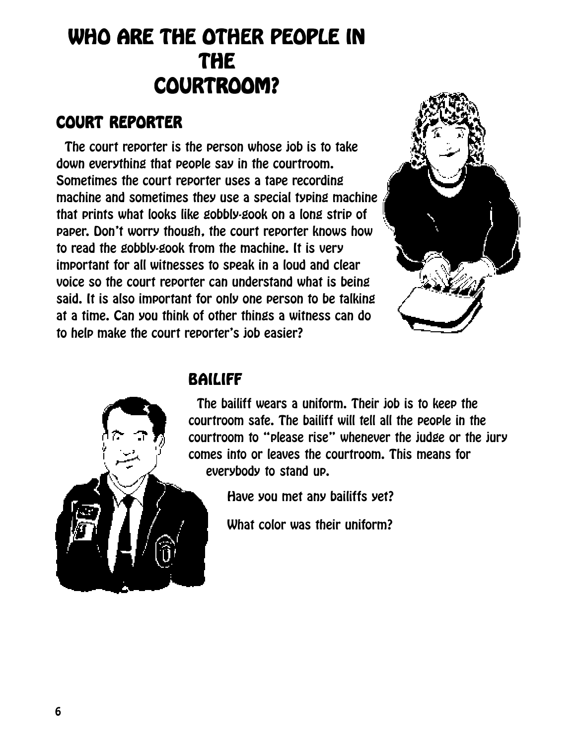# WHO ARE THE OTHER PEOPLE IN THE COURTROOM?

## COURT REPORTER

The court reporter is the person whose job is to take down everything that people say in the courtroom. Sometimes the court reporter uses a tape recording machine and sometimes they use a special typing machine that prints what looks like gobbly-gook on a long strip of paper. Don't worry though, the court reporter knows how to read the gobbly-gook from the machine. It is very important for all witnesses to speak in a loud and clear voice so the court reporter can understand what is being said. It is also important for only one person to be talking at a time. Can you think of other things a witness can do to help make the court reporter's job easier?

## BAILIFF

The bailiff wears a uniform. Their job is to keep the courtroom safe. The bailiff will tell all the people in the courtroom to "please rise" whenever the judge or the jury comes into or leaves the courtroom. This means for everybody to stand up.

Have you met any bailiffs yet?

What color was their uniform?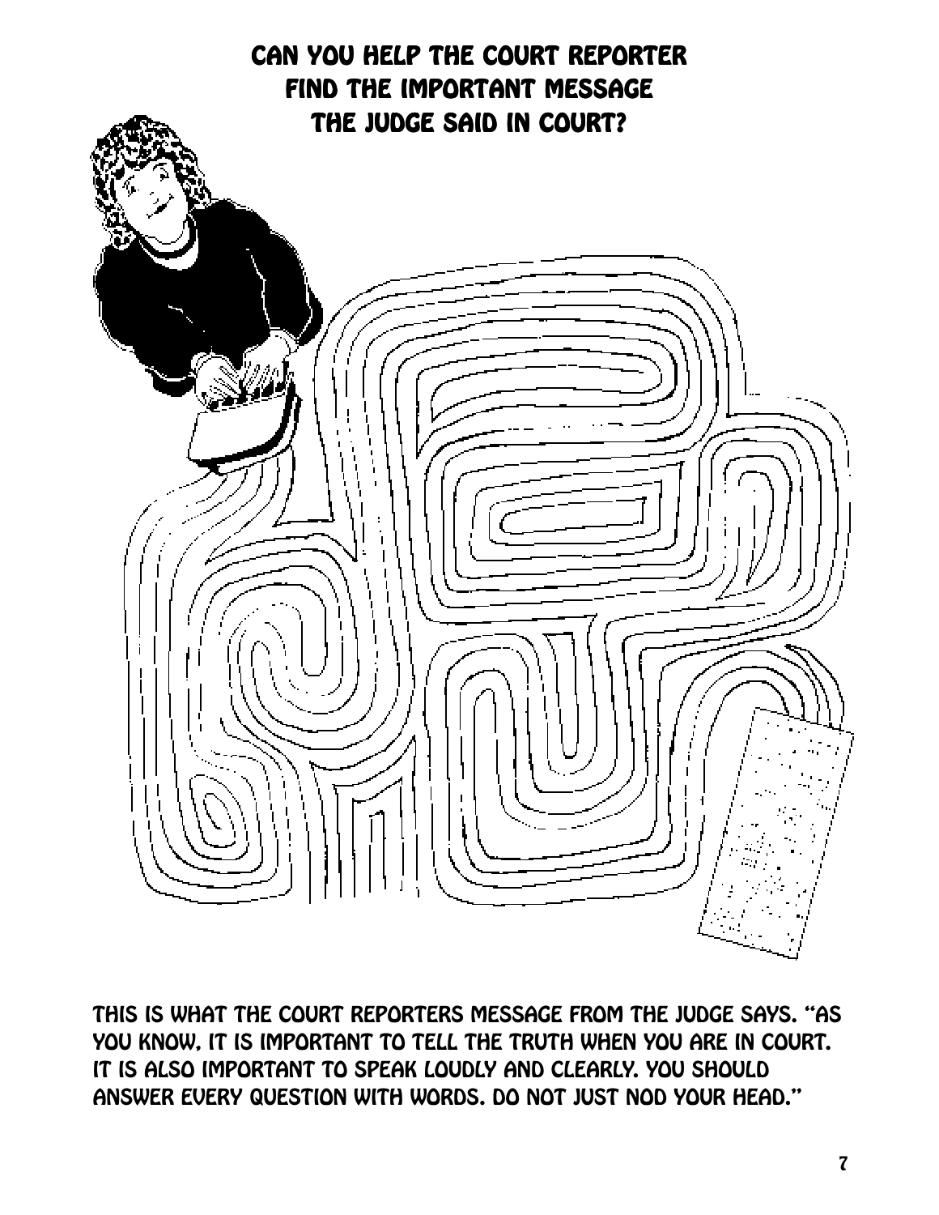# CAN YOU HELP THE COURT REPORTER FIND THE IMPORTANT MESSAGE THE JUDGE SAID IN COURT?

THIS IS WHAT THE COURT REPORTERS MESSAGE FROM THE JUDGE SAYS. "AS YOU KNOW, IT IS IMPORTANT TO TELL THE TRUTH WHEN YOU ARE IN COURT. IT IS ALSO IMPORTANT TO SPEAK LOUDLY AND CLEARLY. YOU SHOULD ANSWER EVERY QUESTION WITH WORDS. DO NOT JUST NOD YOUR HEAD."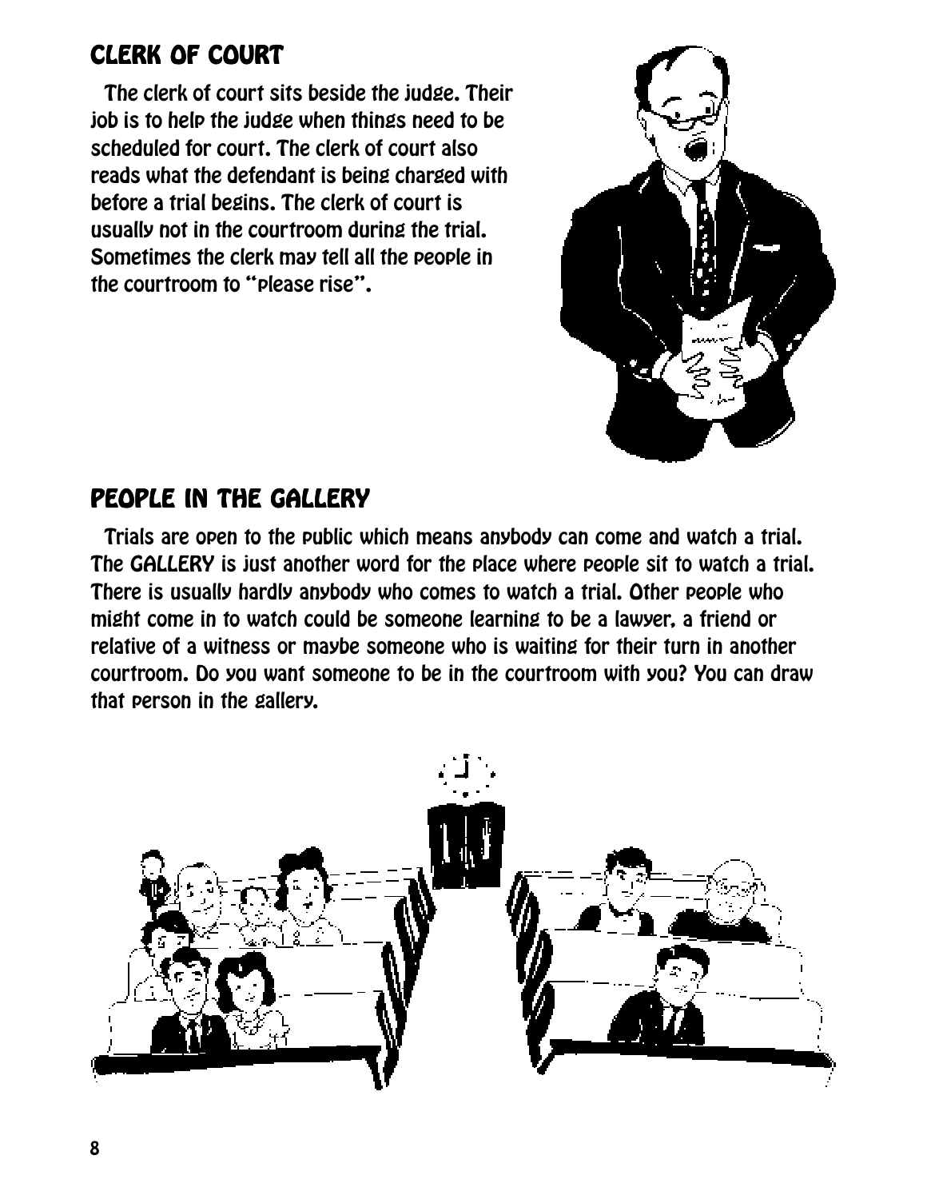## CLERK OF COURT

The clerk of court sits beside the judge. Their job is to help the judge when things need to be scheduled for court. The clerk of court also reads what the defendant is being charged with before a trial begins. The clerk of court is usually not in the courtroom during the trial. Sometimes the clerk may tell all the people in the courtroom to "please rise".

## PEOPLE IN THE GALLERY

Trials are open to the public which means anybody can come and watch a trial. The GALLERY is just another word for the place where people sit to watch a trial. There is usually hardly anybody who comes to watch a trial. Other people who might come in to watch could be someone learning to be a lawyer, a friend or relative of a witness or maybe someone who is waiting for their turn in another courtroom. Do you want someone to be in the courtroom with you? You can draw that person in the gallery.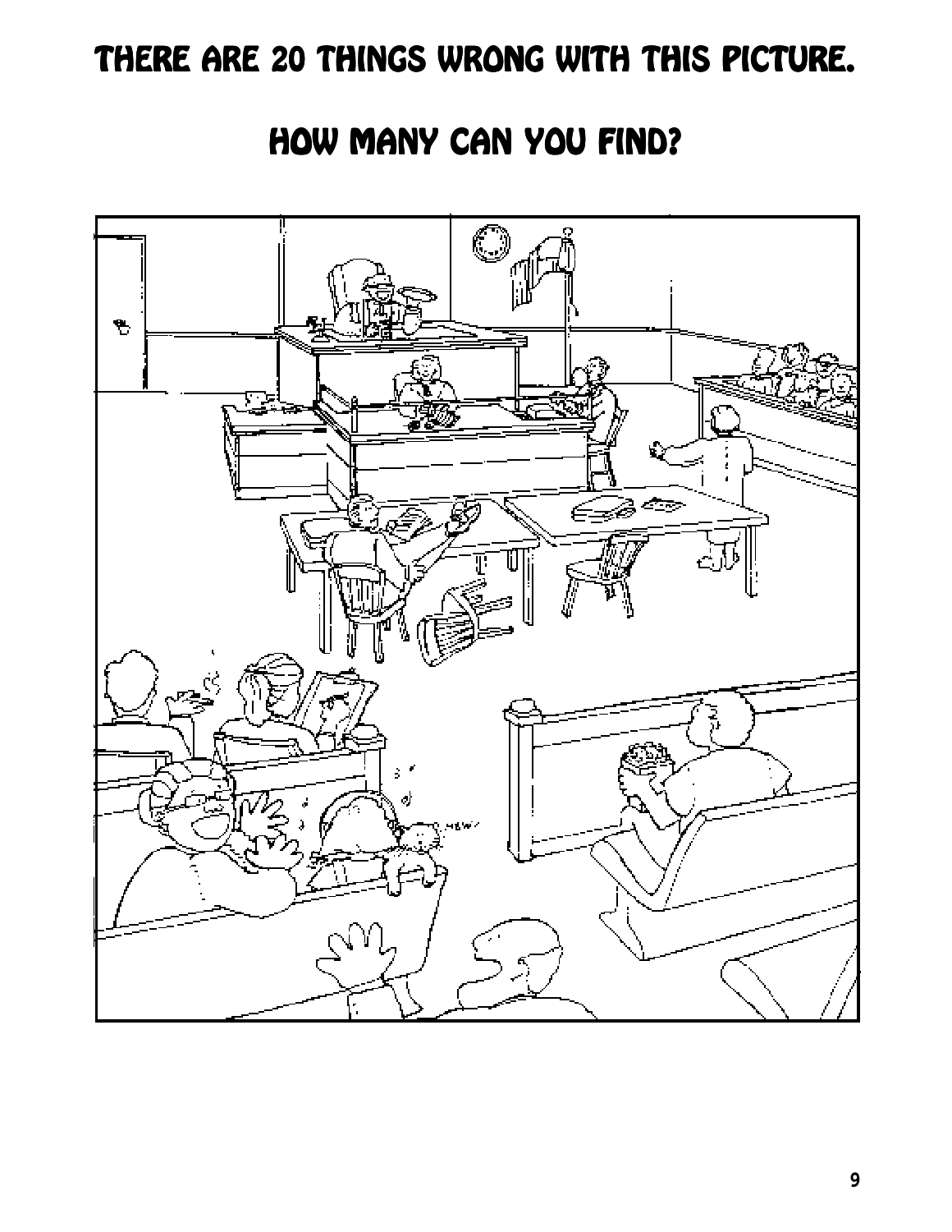# THERE ARE 20 THINGS WRONG WITH THIS PICTURE.

# HOW MANY CAN YOU FIND?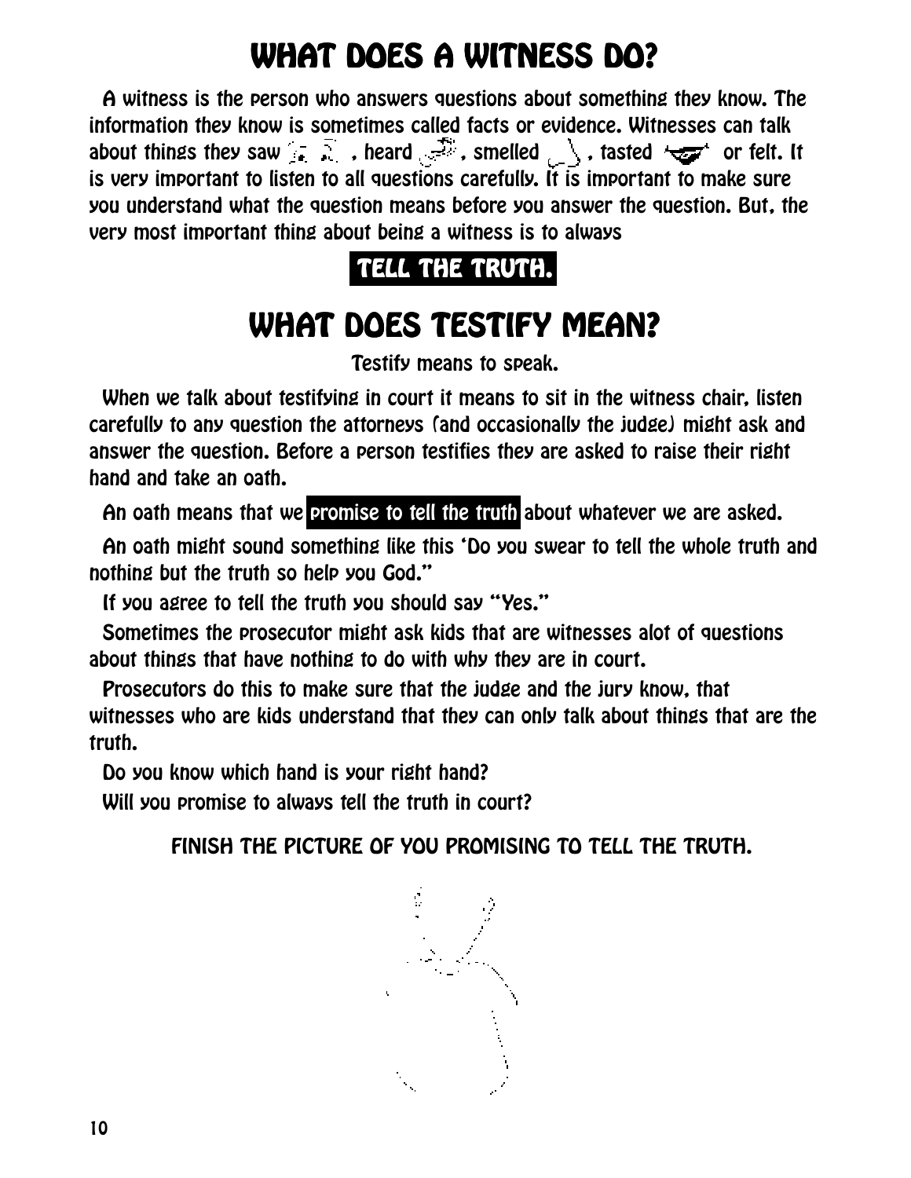# WHAT DOES A WITNESS DO?

A witness is the person who answers questions about something they know. The information they know is sometimes called facts or evidence. Witnesses can talk about things they saw, heard, smelled, tasted or felt. It is very important to listen to all questions carefully. It is important to make sure you understand what the question means before you answer the question. But, the very most important thing about being a witness is to always

**TELL THE TRUTH.**

# WHAT DOES TESTIFY MEAN?

Testify means to speak.

When we talk about testifying in court it means to sit in the witness chair, listen carefully to any question the attorneys (and occasionally the judge) might ask and answer the question. Before a person testifies they are asked to raise their right hand and take an oath.

An oath means that we **promise to tell the truth** about whatever we are asked.

An oath might sound something like this 'Do you swear to tell the whole truth and nothing but the truth so help you God."

If you agree to tell the truth you should say "Yes."

Sometimes the prosecutor might ask kids that are witnesses alot of questions about things that have nothing to do with why they are in court.

Prosecutors do this to make sure that the judge and the jury know, that witnesses who are kids understand that they can only talk about things that are the truth.

Do you know which hand is your right hand?

Will you promise to always tell the truth in court?

FINISH THE PICTURE OF YOU PROMISING TO TELL THE TRUTH.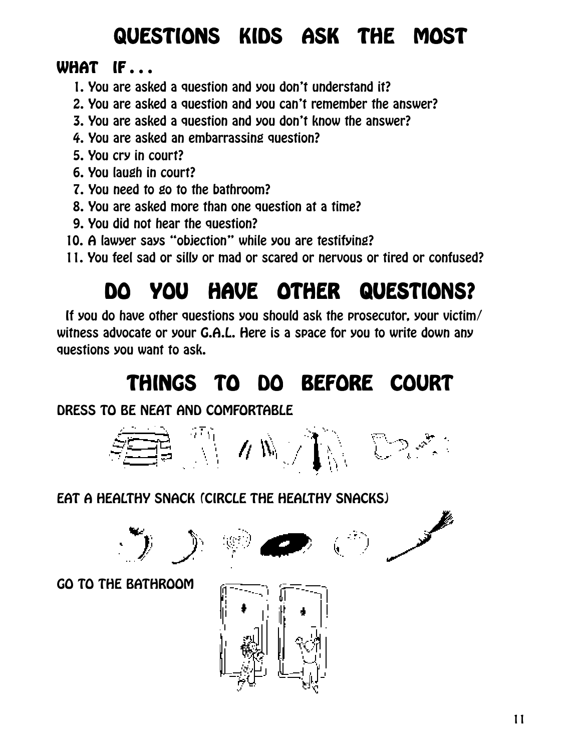# QUESTIONS KIDS ASK THE MOST

## WHAT IF . . .

1. You are asked a question and you don't understand it?
2. You are asked a question and you can't remember the answer?
3. You are asked a question and you don't know the answer?
4. You are asked an embarrassing question?
5. You cry in court?
6. You laugh in court?
7. You need to go to the bathroom?
8. You are asked more than one question at a time?
9. You did not hear the question?
10. A lawyer says "objection" while you are testifying?
11. You feel sad or silly or mad or scared or nervous or tired or confused?

# DO YOU HAVE OTHER QUESTIONS?

If you do have other questions you should ask the prosecutor, your victim/witness advocate or your G.A.L. Here is a space for you to write down any questions you want to ask.

# THINGS TO DO BEFORE COURT

DRESS TO BE NEAT AND COMFORTABLE

EAT A HEALTHY SNACK (CIRCLE THE HEALTHY SNACKS)

GO TO THE BATHROOM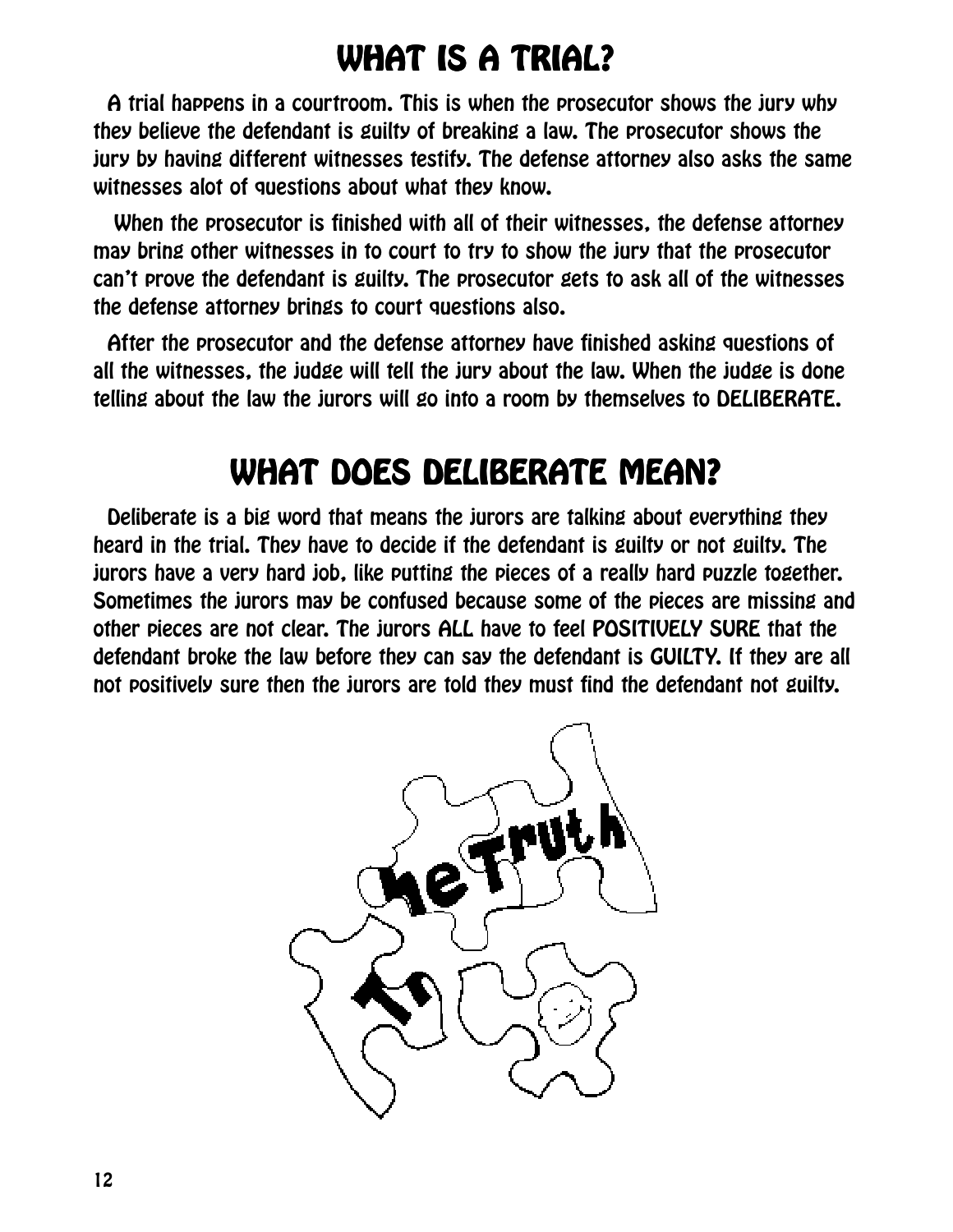# WHAT IS A TRIAL?

A trial happens in a courtroom. This is when the prosecutor shows the jury why they believe the defendant is guilty of breaking a law. The prosecutor shows the jury by having different witnesses testify. The defense attorney also asks the same witnesses alot of questions about what they know.

When the prosecutor is finished with all of their witnesses, the defense attorney may bring other witnesses in to court to try to show the jury that the prosecutor can't prove the defendant is guilty. The prosecutor gets to ask all of the witnesses the defense attorney brings to court questions also.

After the prosecutor and the defense attorney have finished asking questions of all the witnesses, the judge will tell the jury about the law. When the judge is done telling about the law the jurors will go into a room by themselves to DELIBERATE.

# WHAT DOES DELIBERATE MEAN?

Deliberate is a big word that means the jurors are talking about everything they heard in the trial. They have to decide if the defendant is guilty or not guilty. The jurors have a very hard job, like putting the pieces of a really hard puzzle together. Sometimes the jurors may be confused because some of the pieces are missing and other pieces are not clear. The jurors ALL have to feel POSITIVELY SURE that the defendant broke the law before they can say the defendant is GUILTY. If they are all not positively sure then the jurors are told they must find the defendant not guilty.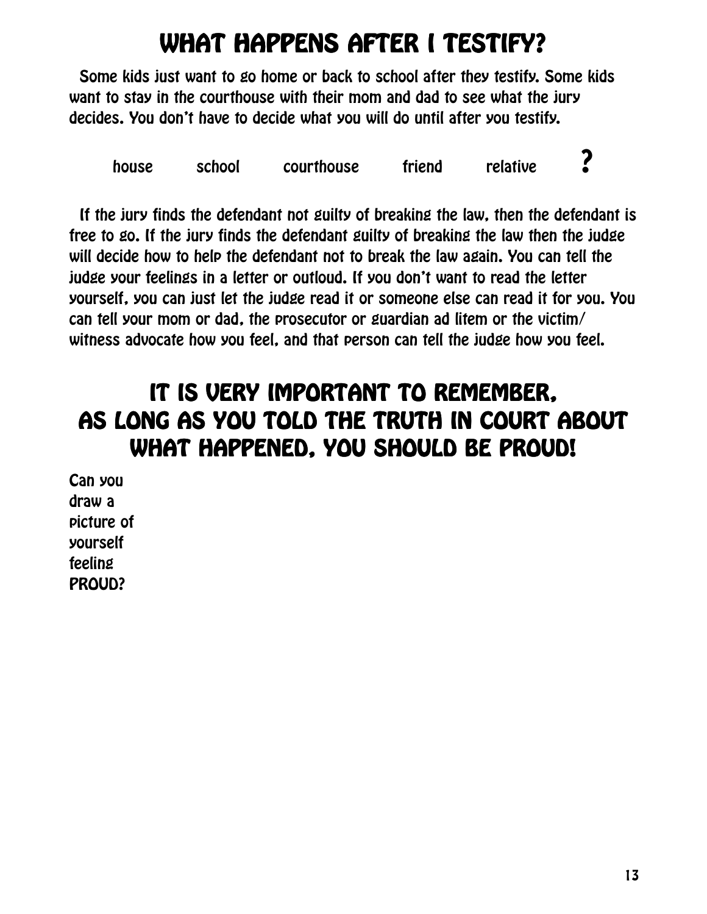# WHAT HAPPENS AFTER I TESTIFY?

Some kids just want to go home or back to school after they testify. Some kids want to stay in the courthouse with their mom and dad to see what the jury decides. You don't have to decide what you will do until after you testify.

house     school     courthouse     friend     relative     ?

If the jury finds the defendant not guilty of breaking the law, then the defendant is free to go. If the jury finds the defendant guilty of breaking the law then the judge will decide how to help the defendant not to break the law again. You can tell the judge your feelings in a letter or outloud. If you don't want to read the letter yourself, you can just let the judge read it or someone else can read it for you. You can tell your mom or dad, the prosecutor or guardian ad litem or the victim/ witness advocate how you feel, and that person can tell the judge how you feel.

## IT IS VERY IMPORTANT TO REMEMBER, AS LONG AS YOU TOLD THE TRUTH IN COURT ABOUT WHAT HAPPENED, YOU SHOULD BE PROUD!

Can you draw a picture of yourself feeling PROUD?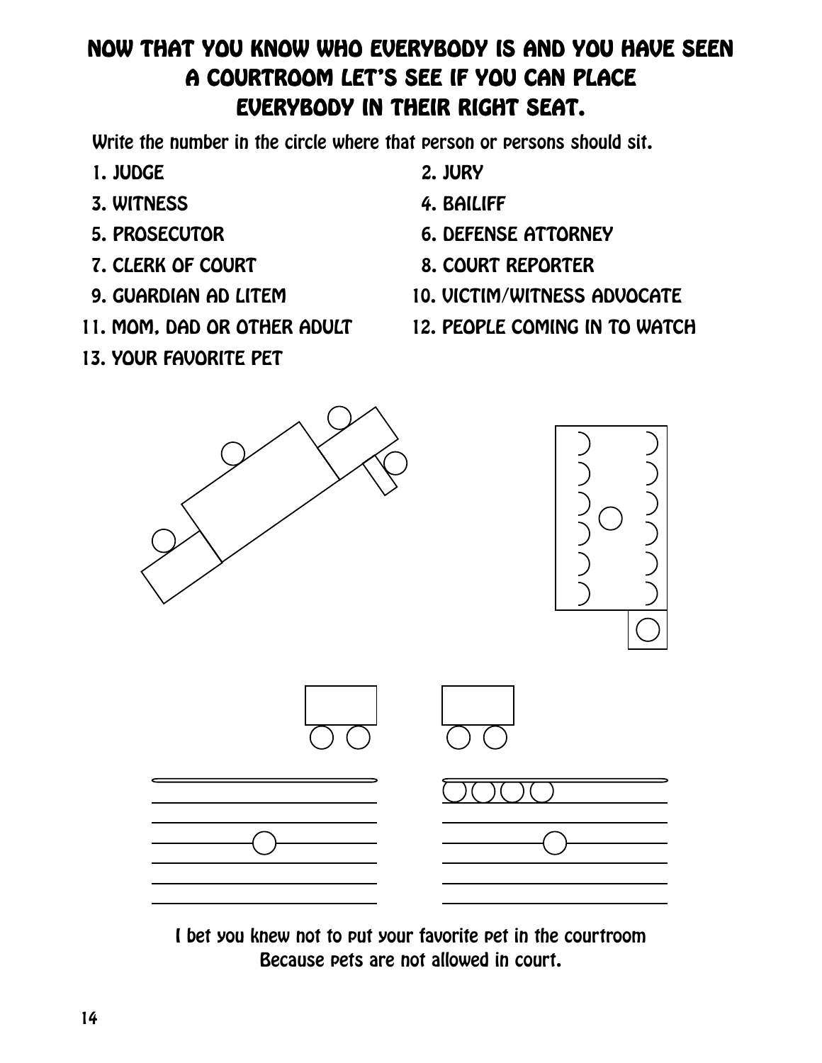## NOW THAT YOU KNOW WHO EVERYBODY IS AND YOU HAVE SEEN A COURTROOM LET'S SEE IF YOU CAN PLACE EVERYBODY IN THEIR RIGHT SEAT.

Write the number in the circle where that person or persons should sit.

1. JUDGE
2. JURY
3. WITNESS
4. BAILIFF
5. PROSECUTOR
6. DEFENSE ATTORNEY
7. CLERK OF COURT
8. COURT REPORTER
9. GUARDIAN AD LITEM
10. VICTIM/WITNESS ADVOCATE
11. MOM, DAD OR OTHER ADULT
12. PEOPLE COMING IN TO WATCH
13. YOUR FAVORITE PET

I bet you knew not to put your favorite pet in the courtroom Because pets are not allowed in court.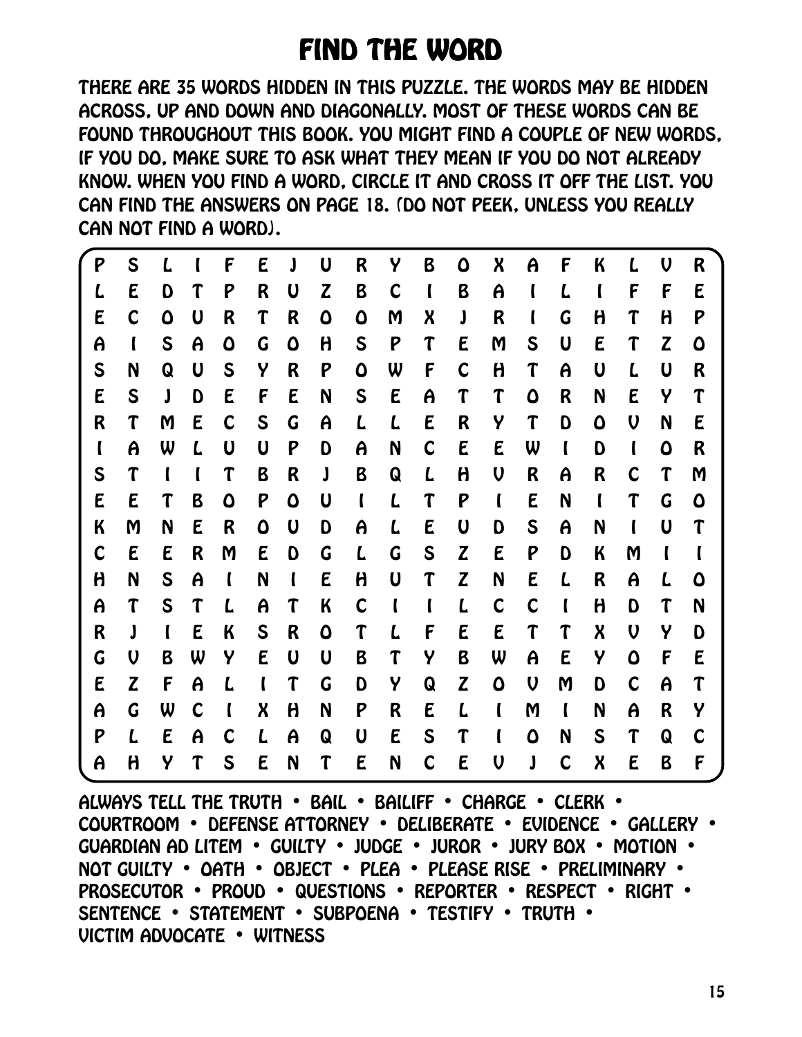# FIND THE WORD

THERE ARE 35 WORDS HIDDEN IN THIS PUZZLE. THE WORDS MAY BE HIDDEN ACROSS, UP AND DOWN AND DIAGONALLY. MOST OF THESE WORDS CAN BE FOUND THROUGHOUT THIS BOOK. YOU MIGHT FIND A COUPLE OF NEW WORDS, IF YOU DO, MAKE SURE TO ASK WHAT THEY MEAN IF YOU DO NOT ALREADY KNOW. WHEN YOU FIND A WORD, CIRCLE IT AND CROSS IT OFF THE LIST. YOU CAN FIND THE ANSWERS ON PAGE 18. (DO NOT PEEK, UNLESS YOU REALLY CAN NOT FIND A WORD).

```
P S L I F E J U R Y B O X A F K L V R
L E D T P R U Z B C I B A I L I F F E
E C O U R T R O O M X J R I G H T H P
A I S A O G O H S P T E M S U E T Z O
S N Q U S Y R P O W F C H T A U L U R
E S J D E F E N S E A T T O R N E Y T
R T M E C S G A L L E R Y T D O V N E
I A W L U U P D A N C E E W I D I O R
S T I I T B R J B Q L H V R A R C T M
E E T B O P O U I L T P I E N I T G O
K M N E R O U D A L E U D S A N I U T
C E E R M E D G L G S Z E P D K M I I
H N S A I N I E H U T Z N E L R A L O
A T S T L A T K C I I L C C I H D T N
R J I E K S R O T L F E E T T X V Y D
G V B W Y E U U B T Y B W A E Y O F E
E Z F A L I T G D Y Q Z O V M D C A T
A G W C I X H N P R E L I M I N A R Y
P L E A C L A Q U E S T I O N S T Q C
A H Y T S E N T E N C E V J C X E B F
```

ALWAYS TELL THE TRUTH • BAIL • BAILIFF • CHARGE • CLERK • COURTROOM • DEFENSE ATTORNEY • DELIBERATE • EVIDENCE • GALLERY • GUARDIAN AD LITEM • GUILTY • JUDGE • JUROR • JURY BOX • MOTION • NOT GUILTY • OATH • OBJECT • PLEA • PLEASE RISE • PRELIMINARY • PROSECUTOR • PROUD • QUESTIONS • REPORTER • RESPECT • RIGHT • SENTENCE • STATEMENT • SUBPOENA • TESTIFY • TRUTH • VICTIM ADVOCATE • WITNESS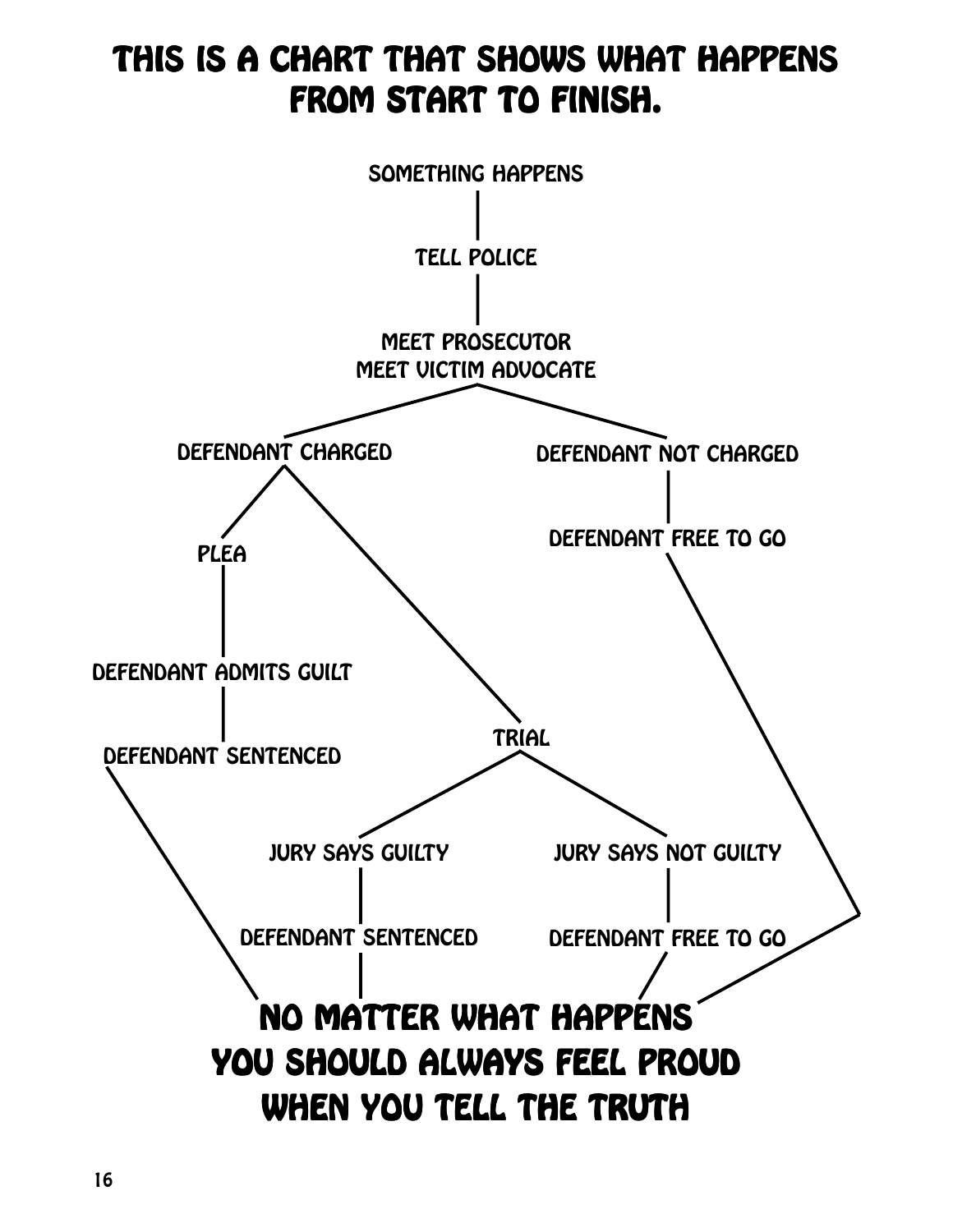# THIS IS A CHART THAT SHOWS WHAT HAPPENS FROM START TO FINISH.

- SOMETHING HAPPENS
  - TELL POLICE
    - MEET PROSECUTOR / MEET VICTIM ADVOCATE
      - DEFENDANT CHARGED
        - PLEA
          - DEFENDANT ADMITS GUILT
            - DEFENDANT SENTENCED
        - TRIAL
          - JURY SAYS GUILTY
            - DEFENDANT SENTENCED
          - JURY SAYS NOT GUILTY
            - DEFENDANT FREE TO GO
      - DEFENDANT NOT CHARGED
        - DEFENDANT FREE TO GO

## NO MATTER WHAT HAPPENS YOU SHOULD ALWAYS FEEL PROUD WHEN YOU TELL THE TRUTH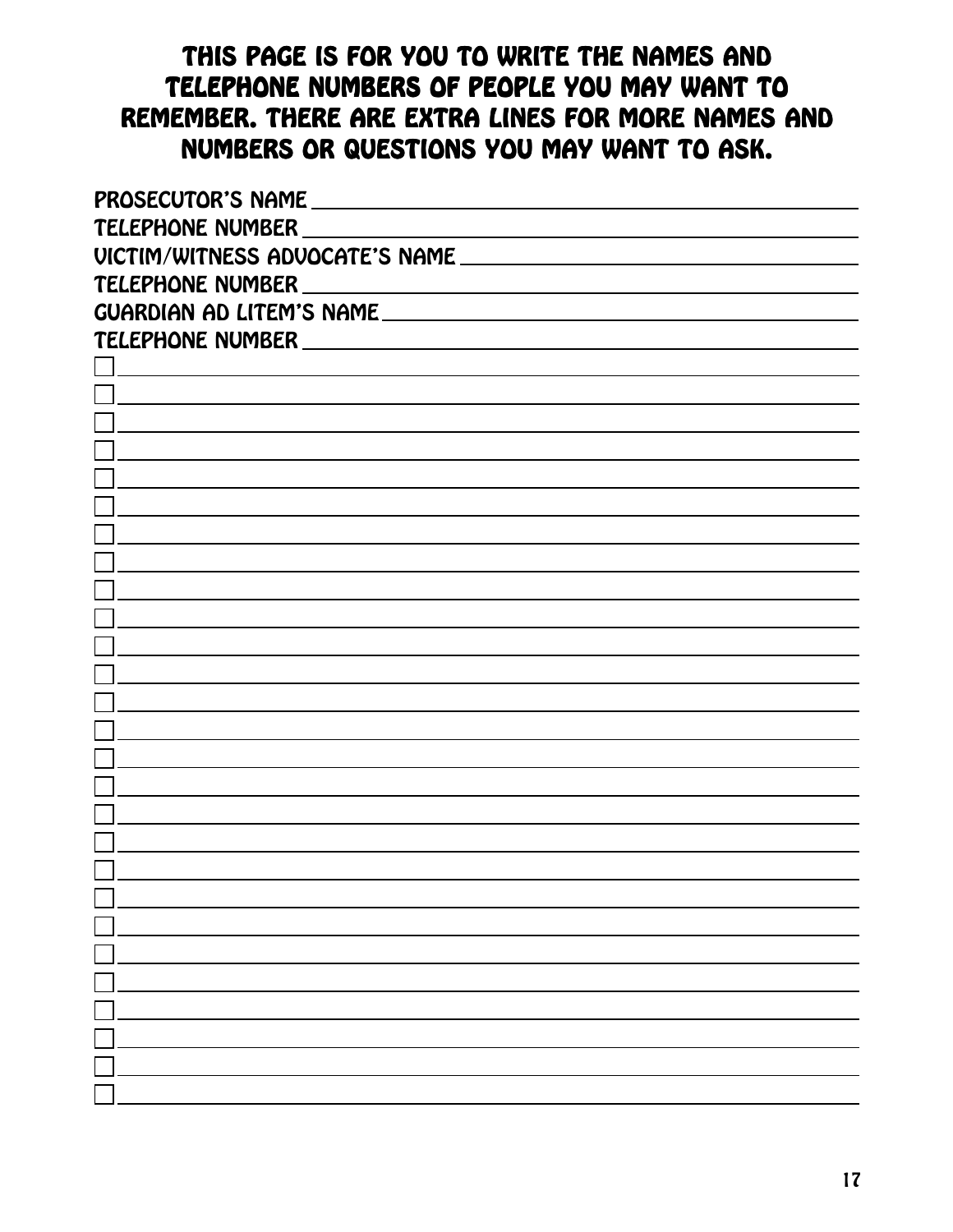# THIS PAGE IS FOR YOU TO WRITE THE NAMES AND TELEPHONE NUMBERS OF PEOPLE YOU MAY WANT TO REMEMBER. THERE ARE EXTRA LINES FOR MORE NAMES AND NUMBERS OR QUESTIONS YOU MAY WANT TO ASK.

PROSECUTOR'S NAME ______________________________

TELEPHONE NUMBER ______________________________

VICTIM/WITNESS ADVOCATE'S NAME ______________________________

TELEPHONE NUMBER ______________________________

GUARDIAN AD LITEM'S NAME ______________________________

TELEPHONE NUMBER ______________________________

- [ ] ______________________________
- [ ] ______________________________
- [ ] ______________________________
- [ ] ______________________________
- [ ] ______________________________
- [ ] ______________________________
- [ ] ______________________________
- [ ] ______________________________
- [ ] ______________________________
- [ ] ______________________________
- [ ] ______________________________
- [ ] ______________________________
- [ ] ______________________________
- [ ] ______________________________
- [ ] ______________________________
- [ ] ______________________________
- [ ] ______________________________
- [ ] ______________________________
- [ ] ______________________________
- [ ] ______________________________
- [ ] ______________________________
- [ ] ______________________________
- [ ] ______________________________
- [ ] ______________________________
- [ ] ______________________________
- [ ] ______________________________
- [ ] ______________________________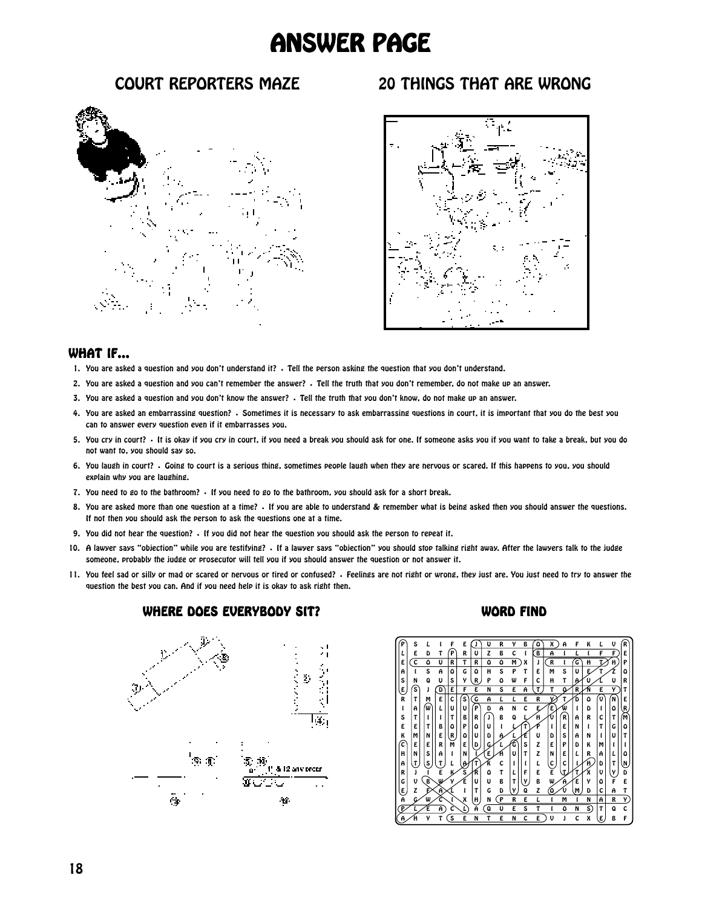# ANSWER PAGE

## COURT REPORTERS MAZE

## 20 THINGS THAT ARE WRONG

## WHAT IF...

1. You are asked a question and you don't understand it? • Tell the person asking the question that you don't understand.
2. You are asked a question and you can't remember the answer? • Tell the truth that you don't remember, do not make up an answer.
3. You are asked a question and you don't know the answer? • Tell the truth that you don't know, do not make up an answer.
4. You are asked an embarrassing question? • Sometimes it is necessary to ask embarrassing questions in court, it is important that you do the best you can to answer every question even if it embarrasses you.
5. You cry in court? • It is okay if you cry in court, if you need a break you should ask for one. If someone asks you if you want to take a break, but you do not want to, you should say so.
6. You laugh in court? • Going to court is a serious thing, sometimes people laugh when they are nervous or scared. If this happens to you, you should explain why you are laughing.
7. You need to go to the bathroom? • If you need to go to the bathroom, you should ask for a short break.
8. You are asked more than one question at a time? • If you are able to understand & remember what is being asked then you should answer the questions. If not then you should ask the person to ask the questions one at a time.
9. You did not hear the question? • If you did not hear the question you should ask the person to repeat it.
10. A lawyer says "objection" while you are testifying? • If a lawyer says "objection" you should stop talking right away. After the lawyers talk to the judge someone, probably the judge or prosecutor will tell you if you should answer the question or not answer it.
11. You feel sad or silly or mad or scared or nervous or tired or confused? • Feelings are not right or wrong, they just are. You just need to try to answer the question the best you can. And if you need help it is okay to ask right then.

## WHERE DOES EVERYBODY SIT?

1, & 12 any order

## WORD FIND

```
P S L I F E J U R Y B O X A F K L V R
L E D T P R U Z B C I B A I L I F F E
E C O U R T R O O M X J R I G H T H P
A I S A O G O H S P T E M S U E T Z O
S N Q U S Y R P O W F C H T A U L U R
E S J D E F E N S E A T T O R N E Y T
R T M E C S G A L L E R Y T D O U N E
I A W L U U P D A N C E E W I D I O R
S T I I T B R J B Q L H U R A R C T M
E E T B O P O U I L T P I E N I T G O
K M N E R O U D A L E U D S A N I U T
C E E R M E D G L G S Z E P D K M I I
H N S A I N I E H U T Z N E L R A L O
A T S T L A T K C I I L C C I H D T N
R J I E K S R O T L F E E T T X V Y D
G V B W Y E U U B T V B W A E Y O F E
E Z F A L I T G D V Q Z O V M D C A T
A G W C I X H N P R E L I M I N A R Y
P L E A C L A Q U E S T I O N S T Q C
A H Y T S E N T E N C E V J C X E B F
```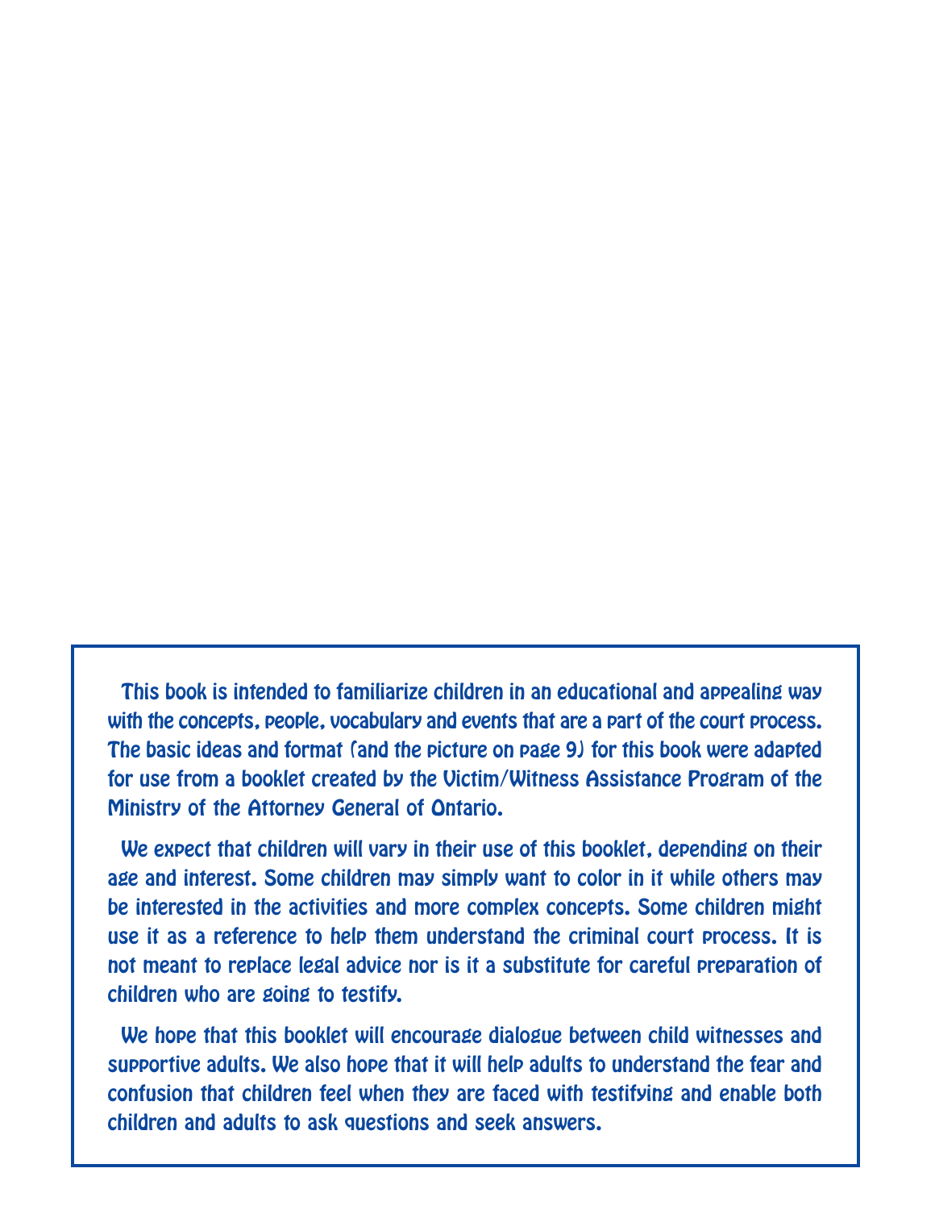This book is intended to familiarize children in an educational and appealing way with the concepts, people, vocabulary and events that are a part of the court process. The basic ideas and format (and the picture on page 9) for this book were adapted for use from a booklet created by the Victim/Witness Assistance Program of the Ministry of the Attorney General of Ontario.

We expect that children will vary in their use of this booklet, depending on their age and interest. Some children may simply want to color in it while others may be interested in the activities and more complex concepts. Some children might use it as a reference to help them understand the criminal court process. It is not meant to replace legal advice nor is it a substitute for careful preparation of children who are going to testify.

We hope that this booklet will encourage dialogue between child witnesses and supportive adults. We also hope that it will help adults to understand the fear and confusion that children feel when they are faced with testifying and enable both children and adults to ask questions and seek answers.